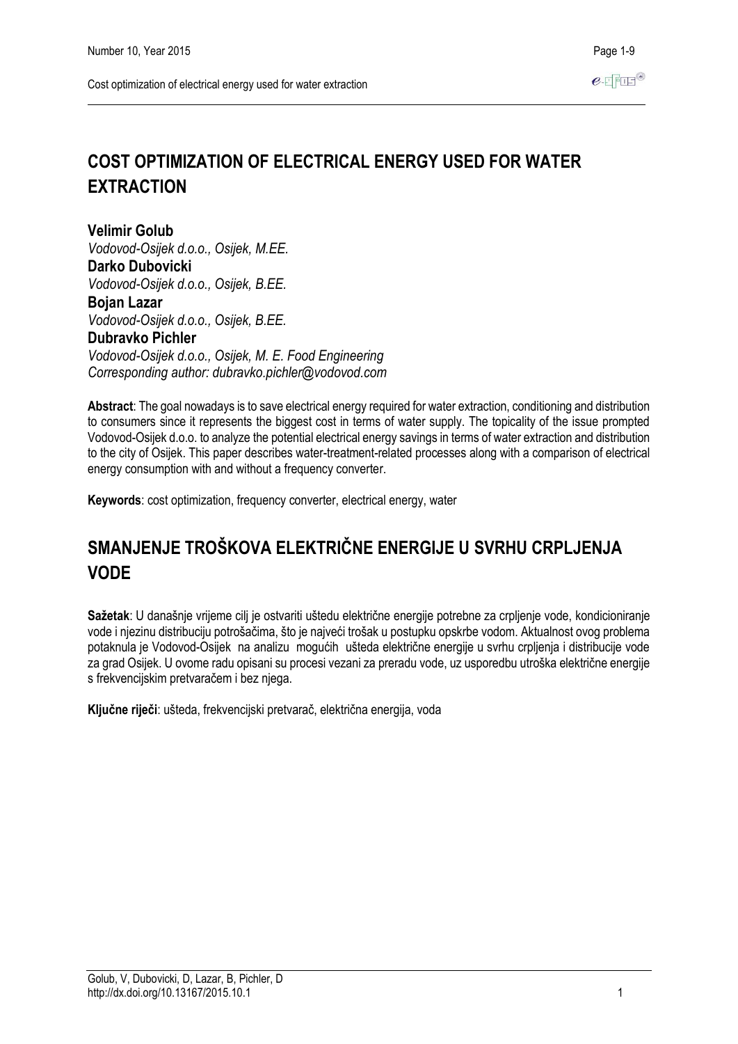# COST OPTIMIZATION OF ELECTRICAL ENERGY USED FOR WATER EXTRACTION

**Velimir Golub**
*Vodovod-Osijek d.o.o., Osijek, M.EE.*
**Darko Dubovicki**
*Vodovod-Osijek d.o.o., Osijek, B.EE.*
**Bojan Lazar**
*Vodovod-Osijek d.o.o., Osijek, B.EE.*
**Dubravko Pichler**
*Vodovod-Osijek d.o.o., Osijek, M. E. Food Engineering*
*Corresponding author: dubravko.pichler@vodovod.com*

**Abstract**: The goal nowadays is to save electrical energy required for water extraction, conditioning and distribution to consumers since it represents the biggest cost in terms of water supply. The topicality of the issue prompted Vodovod-Osijek d.o.o. to analyze the potential electrical energy savings in terms of water extraction and distribution to the city of Osijek. This paper describes water-treatment-related processes along with a comparison of electrical energy consumption with and without a frequency converter.

**Keywords**: cost optimization, frequency converter, electrical energy, water

# SMANJENJE TROŠKOVA ELEKTRIČNE ENERGIJE U SVRHU CRPLJENJA VODE

**Sažetak**: U današnje vrijeme cilj je ostvariti uštedu električne energije potrebne za crpljenje vode, kondicioniranje vode i njezinu distribuciju potrošačima, što je najveći trošak u postupku opskrbe vodom. Aktualnost ovog problema potaknula je Vodovod-Osijek na analizu mogućih ušteda električne energije u svrhu crpljenja i distribucije vode za grad Osijek. U ovome radu opisani su procesi vezani za preradu vode, uz usporedbu utroška električne energije s frekvencijskim pretvaračem i bez njega.

**Ključne riječi**: ušteda, frekvencijski pretvarač, električna energija, voda

Golub, V, Dubovicki, D, Lazar, B, Pichler, D
http://dx.doi.org/10.13167/2015.10.1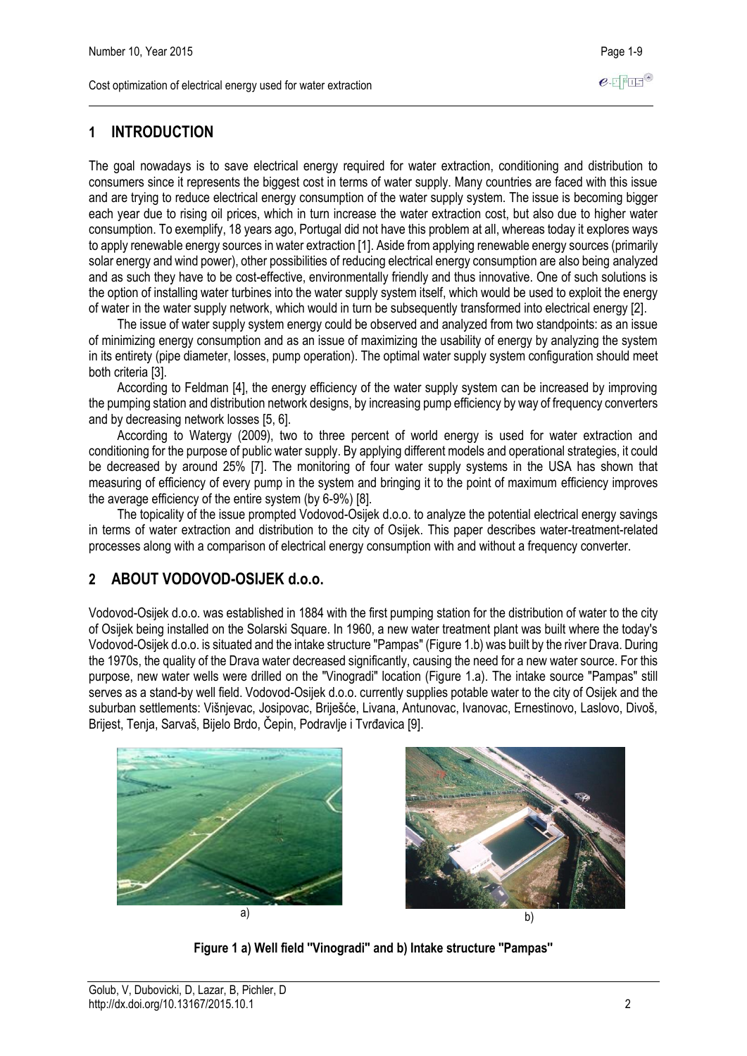## 1 INTRODUCTION

The goal nowadays is to save electrical energy required for water extraction, conditioning and distribution to consumers since it represents the biggest cost in terms of water supply. Many countries are faced with this issue and are trying to reduce electrical energy consumption of the water supply system. The issue is becoming bigger each year due to rising oil prices, which in turn increase the water extraction cost, but also due to higher water consumption. To exemplify, 18 years ago, Portugal did not have this problem at all, whereas today it explores ways to apply renewable energy sources in water extraction [1]. Aside from applying renewable energy sources (primarily solar energy and wind power), other possibilities of reducing electrical energy consumption are also being analyzed and as such they have to be cost-effective, environmentally friendly and thus innovative. One of such solutions is the option of installing water turbines into the water supply system itself, which would be used to exploit the energy of water in the water supply network, which would in turn be subsequently transformed into electrical energy [2].

The issue of water supply system energy could be observed and analyzed from two standpoints: as an issue of minimizing energy consumption and as an issue of maximizing the usability of energy by analyzing the system in its entirety (pipe diameter, losses, pump operation). The optimal water supply system configuration should meet both criteria [3].

According to Feldman [4], the energy efficiency of the water supply system can be increased by improving the pumping station and distribution network designs, by increasing pump efficiency by way of frequency converters and by decreasing network losses [5, 6].

According to Watergy (2009), two to three percent of world energy is used for water extraction and conditioning for the purpose of public water supply. By applying different models and operational strategies, it could be decreased by around 25% [7]. The monitoring of four water supply systems in the USA has shown that measuring of efficiency of every pump in the system and bringing it to the point of maximum efficiency improves the average efficiency of the entire system (by 6-9%) [8].

The topicality of the issue prompted Vodovod-Osijek d.o.o. to analyze the potential electrical energy savings in terms of water extraction and distribution to the city of Osijek. This paper describes water-treatment-related processes along with a comparison of electrical energy consumption with and without a frequency converter.

## 2 ABOUT VODOVOD-OSIJEK d.o.o.

Vodovod-Osijek d.o.o. was established in 1884 with the first pumping station for the distribution of water to the city of Osijek being installed on the Solarski Square. In 1960, a new water treatment plant was built where the today's Vodovod-Osijek d.o.o. is situated and the intake structure "Pampas" (Figure 1.b) was built by the river Drava. During the 1970s, the quality of the Drava water decreased significantly, causing the need for a new water source. For this purpose, new water wells were drilled on the "Vinogradi" location (Figure 1.a). The intake source "Pampas" still serves as a stand-by well field. Vodovod-Osijek d.o.o. currently supplies potable water to the city of Osijek and the suburban settlements: Višnjevac, Josipovac, Briješće, Livana, Antunovac, Ivanovac, Ernestinovo, Laslovo, Divoš, Brijest, Tenja, Sarvaš, Bijelo Brdo, Čepin, Podravlje i Tvrđavica [9].

a) b)

**Figure 1 a) Well field "Vinogradi" and b) Intake structure "Pampas"**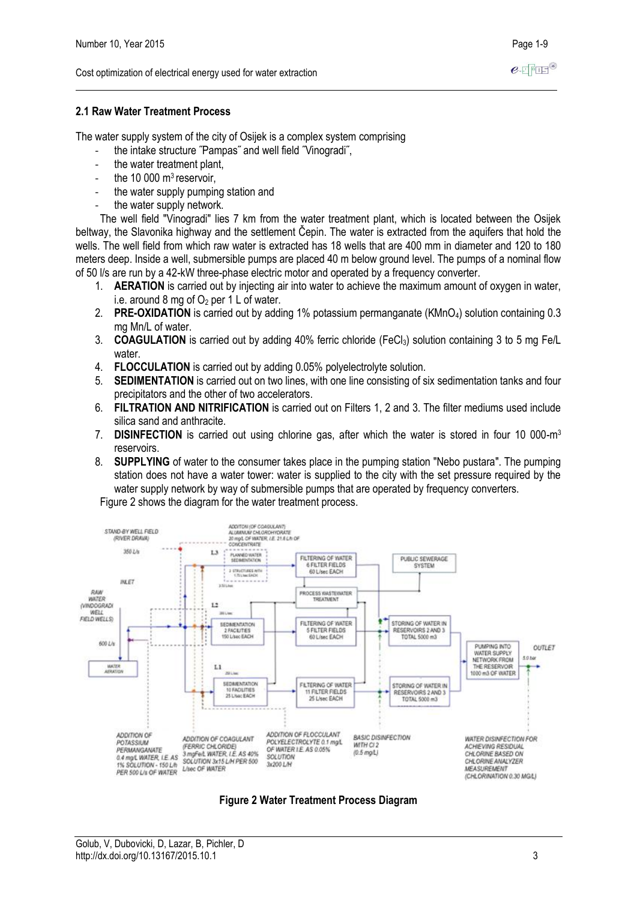### 2.1 Raw Water Treatment Process

The water supply system of the city of Osijek is a complex system comprising

- the intake structure ˝Pampas˝ and well field ˝Vinogradi˝,
- the water treatment plant,
- the 10 000 m$^3$ reservoir,
- the water supply pumping station and
- the water supply network.

The well field "Vinogradi" lies 7 km from the water treatment plant, which is located between the Osijek beltway, the Slavonika highway and the settlement Čepin. The water is extracted from the aquifers that hold the wells. The well field from which raw water is extracted has 18 wells that are 400 mm in diameter and 120 to 180 meters deep. Inside a well, submersible pumps are placed 40 m below ground level. The pumps of a nominal flow of 50 l/s are run by a 42-kW three-phase electric motor and operated by a frequency converter.

1. **AERATION** is carried out by injecting air into water to achieve the maximum amount of oxygen in water, i.e. around 8 mg of $O_2$ per 1 L of water.
2. **PRE-OXIDATION** is carried out by adding 1% potassium permanganate ($KMnO_4$) solution containing 0.3 mg Mn/L of water.
3. **COAGULATION** is carried out by adding 40% ferric chloride ($FeCl_3$) solution containing 3 to 5 mg Fe/L water.
4. **FLOCCULATION** is carried out by adding 0.05% polyelectrolyte solution.
5. **SEDIMENTATION** is carried out on two lines, with one line consisting of six sedimentation tanks and four precipitators and the other of two accelerators.
6. **FILTRATION AND NITRIFICATION** is carried out on Filters 1, 2 and 3. The filter mediums used include silica sand and anthracite.
7. **DISINFECTION** is carried out using chlorine gas, after which the water is stored in four 10 000-m$^3$ reservoirs.
8. **SUPPLYING** of water to the consumer takes place in the pumping station "Nebo pustara". The pumping station does not have a water tower: water is supplied to the city with the set pressure required by the water supply network by way of submersible pumps that are operated by frequency converters.

Figure 2 shows the diagram for the water treatment process.

**Figure 2 Water Treatment Process Diagram**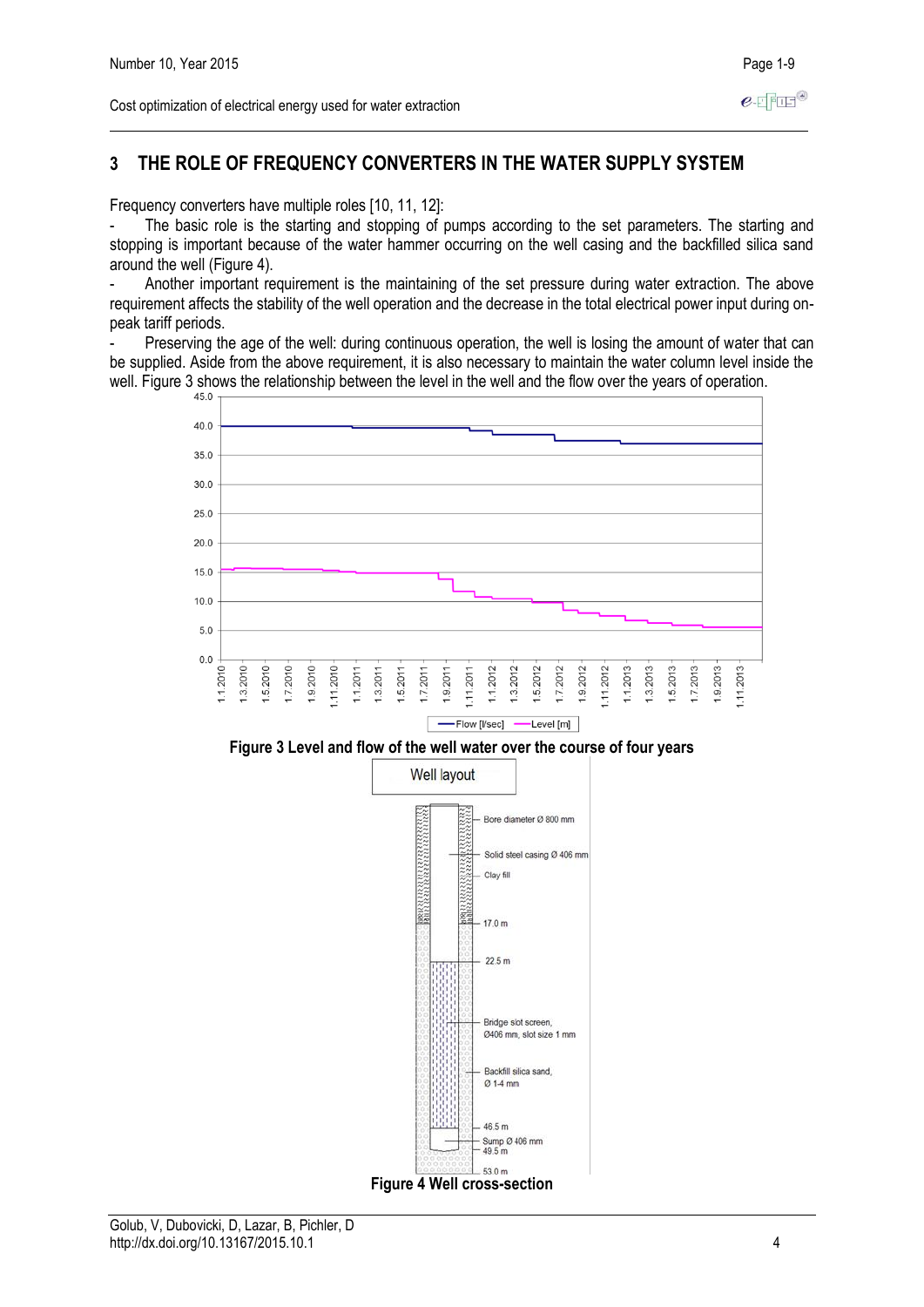## 3 THE ROLE OF FREQUENCY CONVERTERS IN THE WATER SUPPLY SYSTEM

Frequency converters have multiple roles [10, 11, 12]:

- The basic role is the starting and stopping of pumps according to the set parameters. The starting and stopping is important because of the water hammer occurring on the well casing and the backfilled silica sand around the well (Figure 4).
- Another important requirement is the maintaining of the set pressure during water extraction. The above requirement affects the stability of the well operation and the decrease in the total electrical power input during on-peak tariff periods.
- Preserving the age of the well: during continuous operation, the well is losing the amount of water that can be supplied. Aside from the above requirement, it is also necessary to maintain the water column level inside the well. Figure 3 shows the relationship between the level in the well and the flow over the years of operation.

**Figure 3 Level and flow of the well water over the course of four years**

**Figure 4 Well cross-section**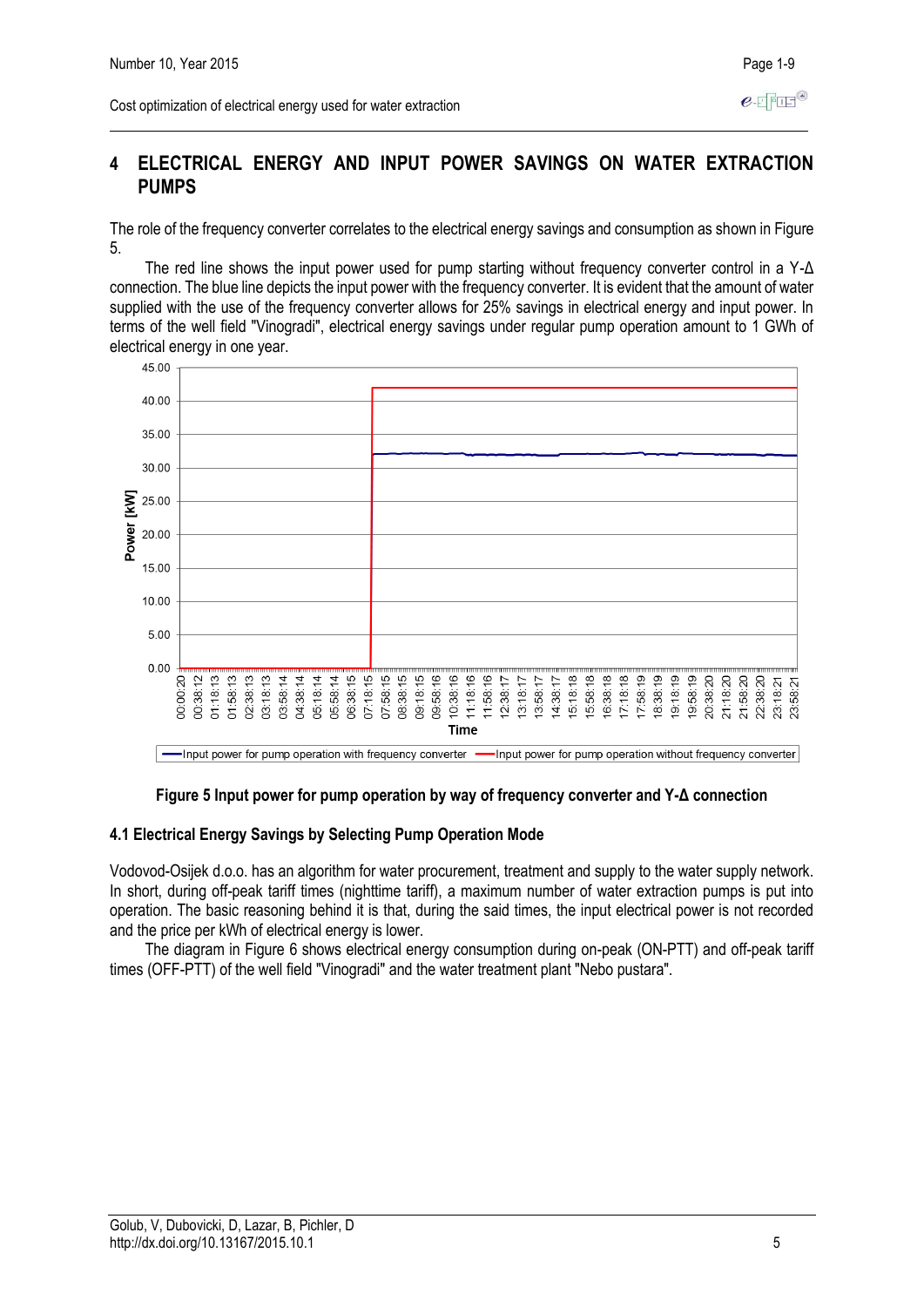# 4 ELECTRICAL ENERGY AND INPUT POWER SAVINGS ON WATER EXTRACTION PUMPS

The role of the frequency converter correlates to the electrical energy savings and consumption as shown in Figure 5.

The red line shows the input power used for pump starting without frequency converter control in a Y-Δ connection. The blue line depicts the input power with the frequency converter. It is evident that the amount of water supplied with the use of the frequency converter allows for 25% savings in electrical energy and input power. In terms of the well field "Vinogradi", electrical energy savings under regular pump operation amount to 1 GWh of electrical energy in one year.

**Figure 5 Input power for pump operation by way of frequency converter and Y-Δ connection**

## 4.1 Electrical Energy Savings by Selecting Pump Operation Mode

Vodovod-Osijek d.o.o. has an algorithm for water procurement, treatment and supply to the water supply network. In short, during off-peak tariff times (nighttime tariff), a maximum number of water extraction pumps is put into operation. The basic reasoning behind it is that, during the said times, the input electrical power is not recorded and the price per kWh of electrical energy is lower.

The diagram in Figure 6 shows electrical energy consumption during on-peak (ON-PTT) and off-peak tariff times (OFF-PTT) of the well field "Vinogradi" and the water treatment plant "Nebo pustara".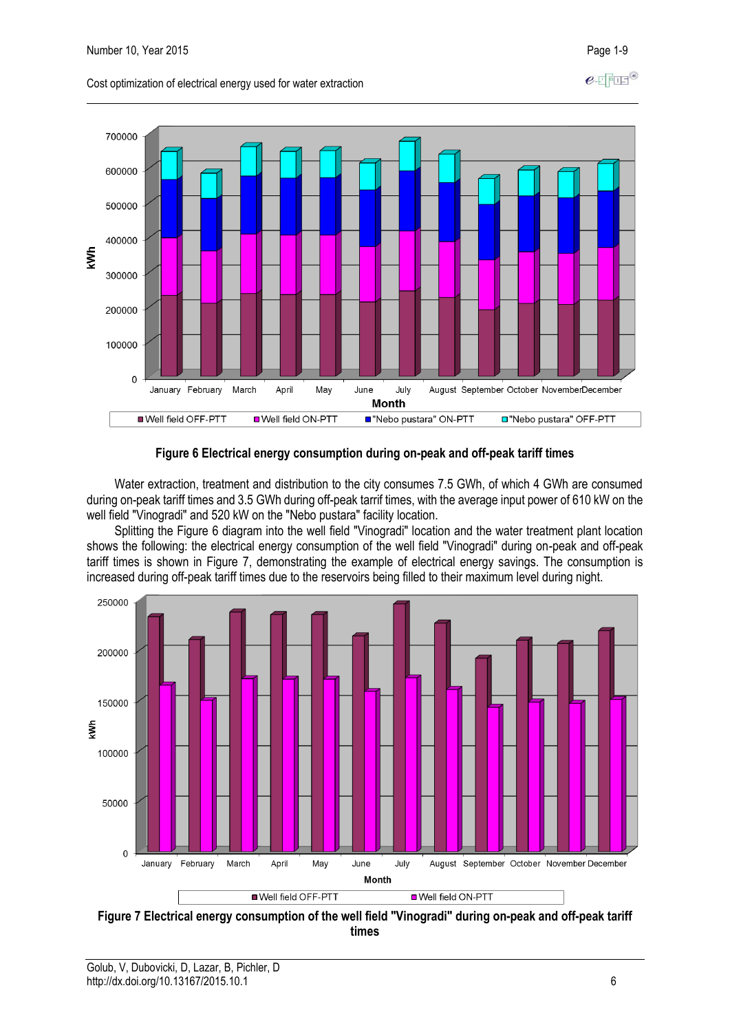**Figure 6 Electrical energy consumption during on-peak and off-peak tariff times**

Water extraction, treatment and distribution to the city consumes 7.5 GWh, of which 4 GWh are consumed during on-peak tariff times and 3.5 GWh during off-peak tarrif times, with the average input power of 610 kW on the well field "Vinogradi" and 520 kW on the "Nebo pustara" facility location.

Splitting the Figure 6 diagram into the well field "Vinogradi" location and the water treatment plant location shows the following: the electrical energy consumption of the well field "Vinogradi" during on-peak and off-peak tariff times is shown in Figure 7, demonstrating the example of electrical energy savings. The consumption is increased during off-peak tariff times due to the reservoirs being filled to their maximum level during night.

**Figure 7 Electrical energy consumption of the well field "Vinogradi" during on-peak and off-peak tariff times**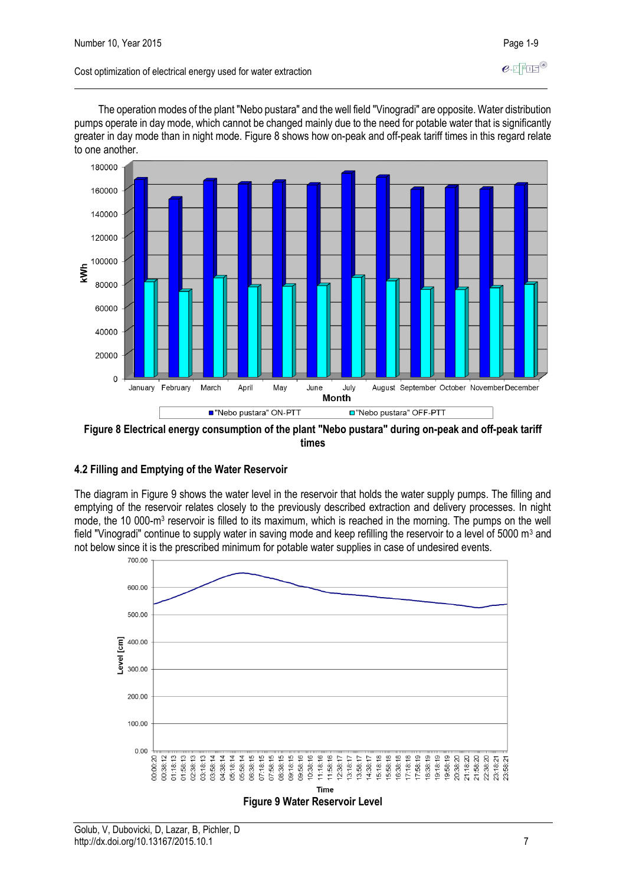The operation modes of the plant "Nebo pustara" and the well field "Vinogradi" are opposite. Water distribution pumps operate in day mode, which cannot be changed mainly due to the need for potable water that is significantly greater in day mode than in night mode. Figure 8 shows how on-peak and off-peak tariff times in this regard relate to one another.

**Figure 8 Electrical energy consumption of the plant "Nebo pustara" during on-peak and off-peak tariff times**

### 4.2 Filling and Emptying of the Water Reservoir

The diagram in Figure 9 shows the water level in the reservoir that holds the water supply pumps. The filling and emptying of the reservoir relates closely to the previously described extraction and delivery processes. In night mode, the 10 000-m$^3$ reservoir is filled to its maximum, which is reached in the morning. The pumps on the well field "Vinogradi" continue to supply water in saving mode and keep refilling the reservoir to a level of 5000 m$^3$ and not below since it is the prescribed minimum for potable water supplies in case of undesired events.

**Figure 9 Water Reservoir Level**

Golub, V, Dubovicki, D, Lazar, B, Pichler, D
http://dx.doi.org/10.13167/2015.10.1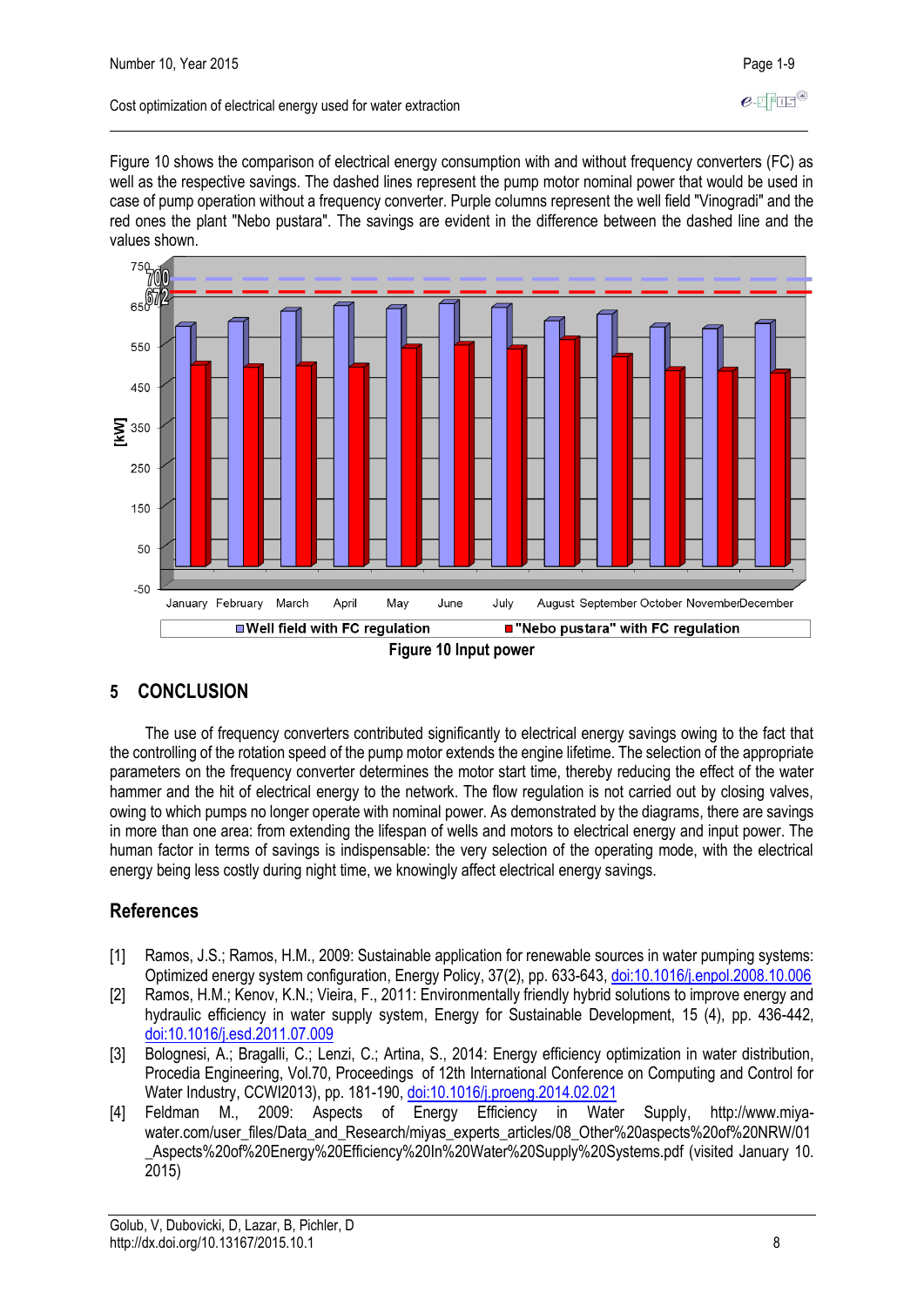Figure 10 shows the comparison of electrical energy consumption with and without frequency converters (FC) as well as the respective savings. The dashed lines represent the pump motor nominal power that would be used in case of pump operation without a frequency converter. Purple columns represent the well field "Vinogradi" and the red ones the plant "Nebo pustara". The savings are evident in the difference between the dashed line and the values shown.

Figure 10 Input power

## 5 CONCLUSION

The use of frequency converters contributed significantly to electrical energy savings owing to the fact that the controlling of the rotation speed of the pump motor extends the engine lifetime. The selection of the appropriate parameters on the frequency converter determines the motor start time, thereby reducing the effect of the water hammer and the hit of electrical energy to the network. The flow regulation is not carried out by closing valves, owing to which pumps no longer operate with nominal power. As demonstrated by the diagrams, there are savings in more than one area: from extending the lifespan of wells and motors to electrical energy and input power. The human factor in terms of savings is indispensable: the very selection of the operating mode, with the electrical energy being less costly during night time, we knowingly affect electrical energy savings.

## References

[1] Ramos, J.S.; Ramos, H.M., 2009: Sustainable application for renewable sources in water pumping systems: Optimized energy system configuration, Energy Policy, 37(2), pp. 633-643, doi:10.1016/j.enpol.2008.10.006

[2] Ramos, H.M.; Kenov, K.N.; Vieira, F., 2011: Environmentally friendly hybrid solutions to improve energy and hydraulic efficiency in water supply system, Energy for Sustainable Development, 15 (4), pp. 436-442, doi:10.1016/j.esd.2011.07.009

[3] Bolognesi, A.; Bragalli, C.; Lenzi, C.; Artina, S., 2014: Energy efficiency optimization in water distribution, Procedia Engineering, Vol.70, Proceedings of 12th International Conference on Computing and Control for Water Industry, CCWI2013), pp. 181-190, doi:10.1016/j.proeng.2014.02.021

[4] Feldman M., 2009: Aspects of Energy Efficiency in Water Supply, http://www.miya-water.com/user_files/Data_and_Research/miyas_experts_articles/08_Other%20aspects%20of%20NRW/01_Aspects%20of%20Energy%20Efficiency%20In%20Water%20Supply%20Systems.pdf (visited January 10. 2015)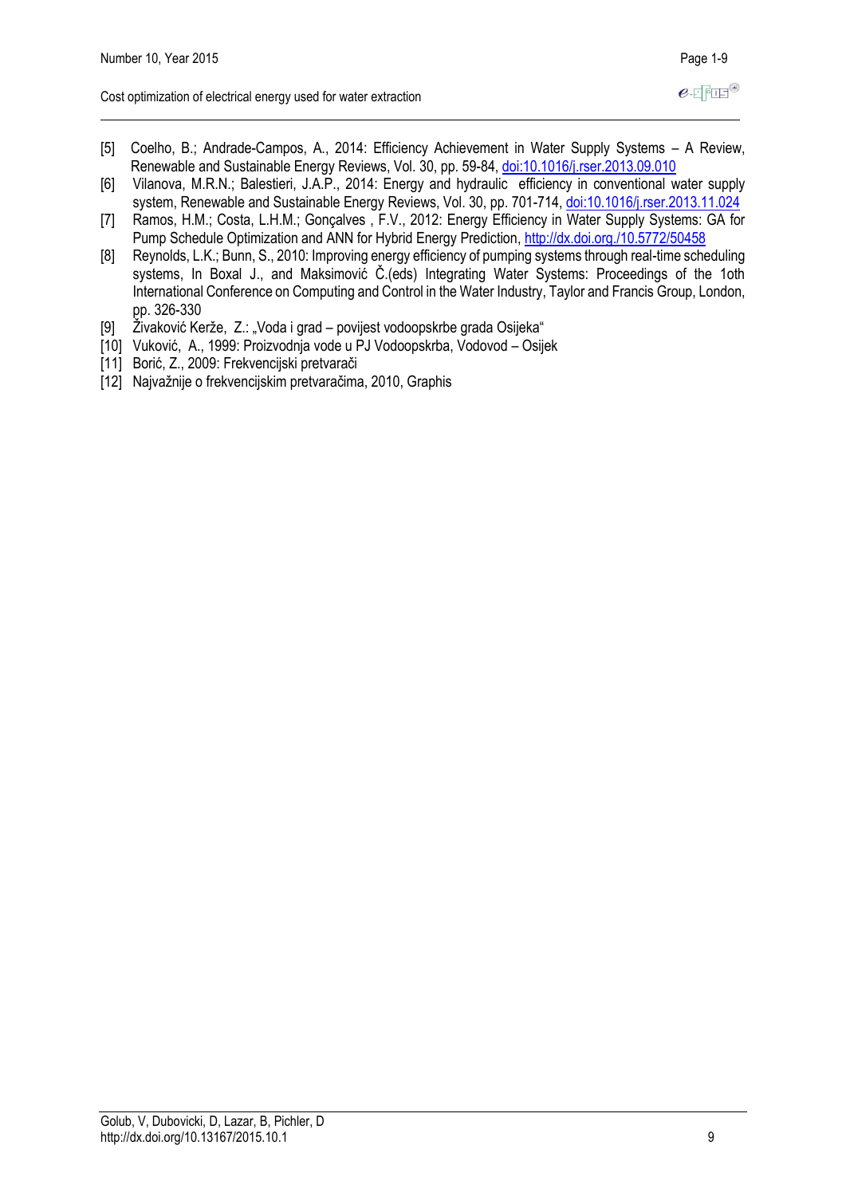[5] Coelho, B.; Andrade-Campos, A., 2014: Efficiency Achievement in Water Supply Systems – A Review, Renewable and Sustainable Energy Reviews, Vol. 30, pp. 59-84, doi:10.1016/j.rser.2013.09.010

[6] Vilanova, M.R.N.; Balestieri, J.A.P., 2014: Energy and hydraulic efficiency in conventional water supply system, Renewable and Sustainable Energy Reviews, Vol. 30, pp. 701-714, doi:10.1016/j.rser.2013.11.024

[7] Ramos, H.M.; Costa, L.H.M.; Gonçalves , F.V., 2012: Energy Efficiency in Water Supply Systems: GA for Pump Schedule Optimization and ANN for Hybrid Energy Prediction, http://dx.doi.org./10.5772/50458

[8] Reynolds, L.K.; Bunn, S., 2010: Improving energy efficiency of pumping systems through real-time scheduling systems, In Boxal J., and Maksimović Č.(eds) Integrating Water Systems: Proceedings of the 1oth International Conference on Computing and Control in the Water Industry, Taylor and Francis Group, London, pp. 326-330

[9] Živaković Kerže, Z.: „Voda i grad – povijest vodoopskrbe grada Osijeka“

[10] Vuković, A., 1999: Proizvodnja vode u PJ Vodoopskrba, Vodovod – Osijek

[11] Borić, Z., 2009: Frekvencijski pretvarači

[12] Najvažnije o frekvencijskim pretvaračima, 2010, Graphis